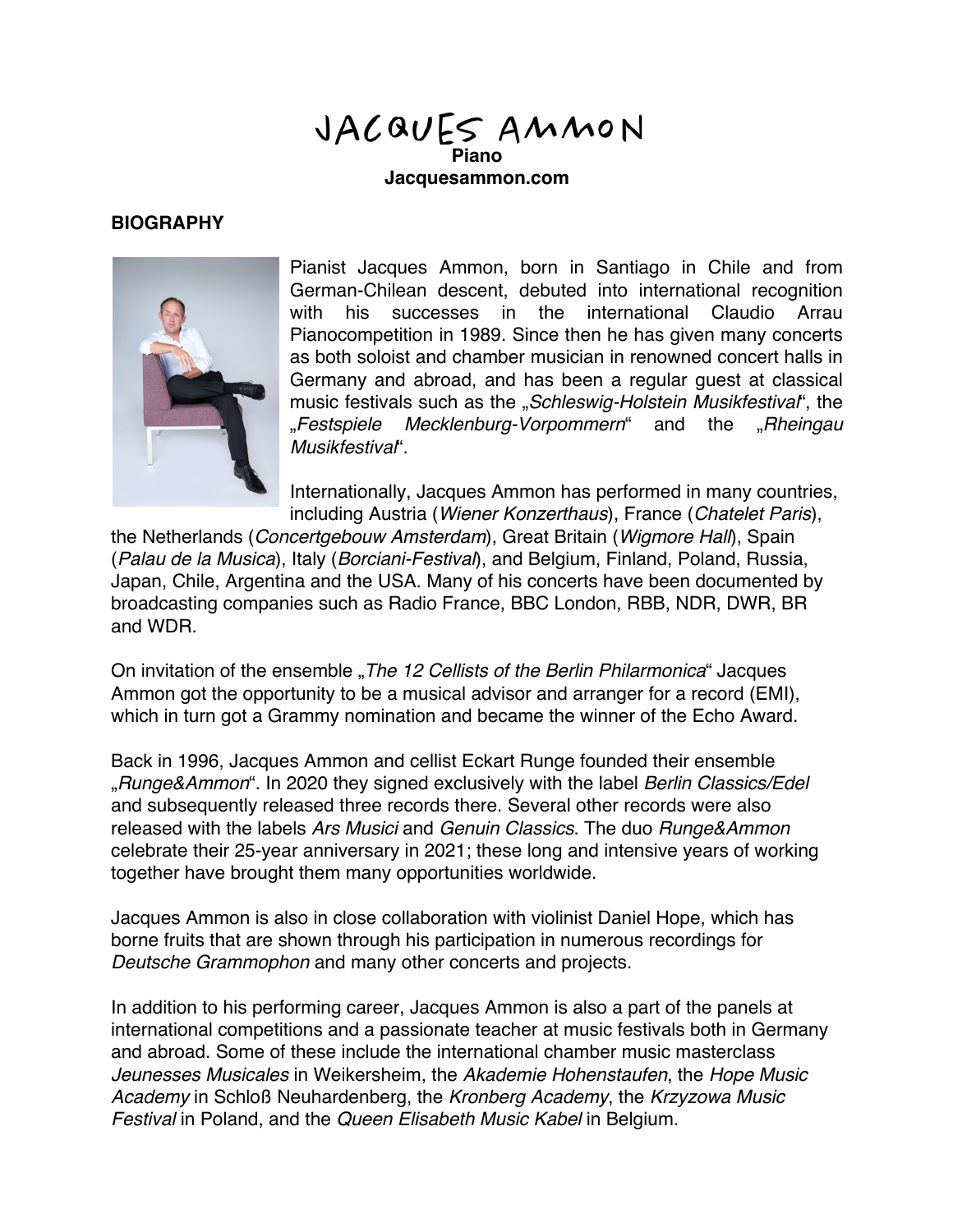# JACQUES AMMON

**Piano**

**Jacquesammon.com**

## BIOGRAPHY

Pianist Jacques Ammon, born in Santiago in Chile and from German-Chilean descent, debuted into international recognition with his successes in the international Claudio Arrau Pianocompetition in 1989. Since then he has given many concerts as both soloist and chamber musician in renowned concert halls in Germany and abroad, and has been a regular guest at classical music festivals such as the „*Schleswig-Holstein Musikfestival*", the „*Festspiele Mecklenburg-Vorpommern*" and the „*Rheingau Musikfestival*".

Internationally, Jacques Ammon has performed in many countries, including Austria (*Wiener Konzerthaus*), France (*Chatelet Paris*), the Netherlands (*Concertgebouw Amsterdam*), Great Britain (*Wigmore Hall*), Spain (*Palau de la Musica*), Italy (*Borciani-Festival*), and Belgium, Finland, Poland, Russia, Japan, Chile, Argentina and the USA. Many of his concerts have been documented by broadcasting companies such as Radio France, BBC London, RBB, NDR, DWR, BR and WDR.

On invitation of the ensemble „*The 12 Cellists of the Berlin Philarmonica*" Jacques Ammon got the opportunity to be a musical advisor and arranger for a record (EMI), which in turn got a Grammy nomination and became the winner of the Echo Award.

Back in 1996, Jacques Ammon and cellist Eckart Runge founded their ensemble „*Runge&Ammon*". In 2020 they signed exclusively with the label *Berlin Classics/Edel* and subsequently released three records there. Several other records were also released with the labels *Ars Musici* and *Genuin Classics*. The duo *Runge&Ammon* celebrate their 25-year anniversary in 2021; these long and intensive years of working together have brought them many opportunities worldwide.

Jacques Ammon is also in close collaboration with violinist Daniel Hope, which has borne fruits that are shown through his participation in numerous recordings for *Deutsche Grammophon* and many other concerts and projects.

In addition to his performing career, Jacques Ammon is also a part of the panels at international competitions and a passionate teacher at music festivals both in Germany and abroad. Some of these include the international chamber music masterclass *Jeunesses Musicales* in Weikersheim, the *Akademie Hohenstaufen*, the *Hope Music Academy* in Schloß Neuhardenberg, the *Kronberg Academy*, the *Krzyzowa Music Festival* in Poland, and the *Queen Elisabeth Music Kabel* in Belgium.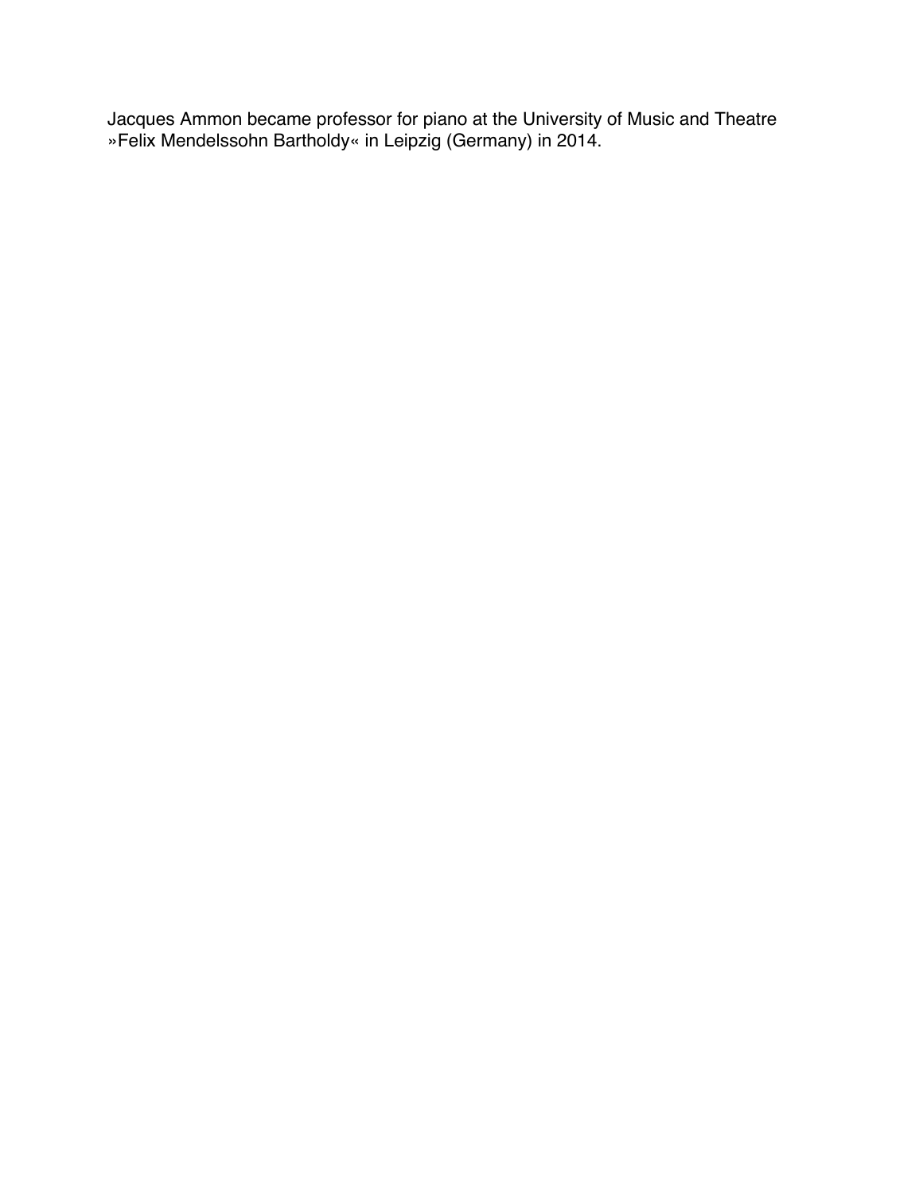Jacques Ammon became professor for piano at the University of Music and Theatre »Felix Mendelssohn Bartholdy« in Leipzig (Germany) in 2014.